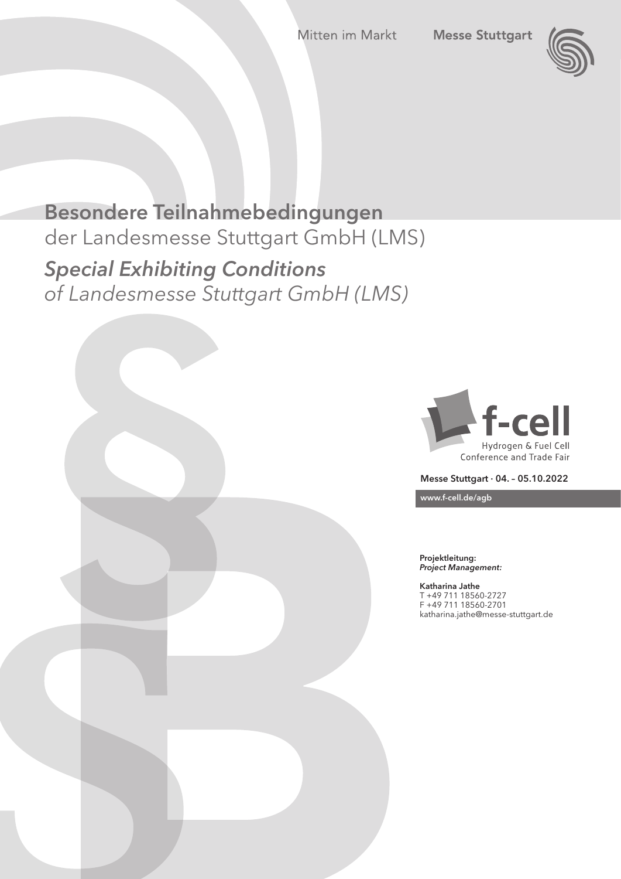Mitten im Markt **Messe Stuttgart**

# Besondere Teilnahmebedingungen
der Landesmesse Stuttgart GmbH (LMS)

# *Special Exhibiting Conditions*
*of Landesmesse Stuttgart GmbH (LMS)*

f-cell
Hydrogen & Fuel Cell
Conference and Trade Fair

**Messe Stuttgart · 04. – 05.10.2022**

**www.f-cell.de/agb**

**Projektleitung:**
***Project Management:***

**Katharina Jathe**
T +49 711 18560-2727
F +49 711 18560-2701
katharina.jathe@messe-stuttgart.de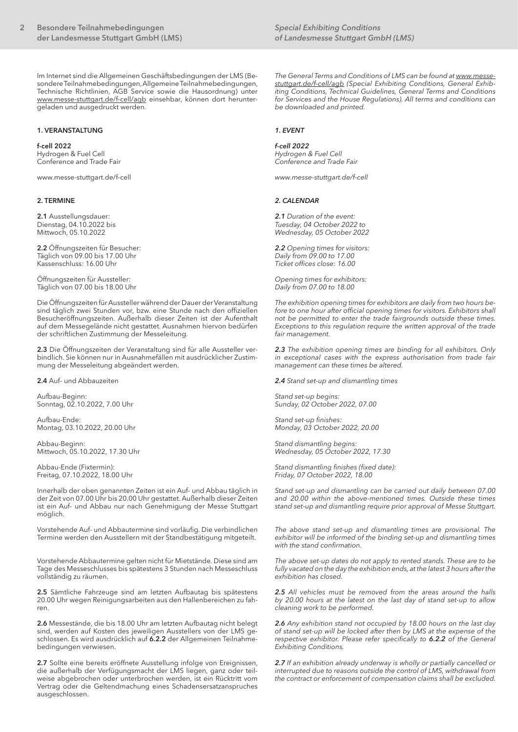Im Internet sind die Allgemeinen Geschäftsbedingungen der LMS (Besondere Teilnahmebedingungen, Allgemeine Teilnahmebedingungen, Technische Richtlinien, AGB Service sowie die Hausordnung) unter www.messe-stuttgart.de/f-cell/agb einsehbar, können dort heruntergeladen und ausgedruckt werden.

## 1. VERANSTALTUNG

**f-cell 2022**
Hydrogen & Fuel Cell
Conference and Trade Fair

www.messe-stuttgart.de/f-cell

## 2. TERMINE

**2.1** Ausstellungsdauer:
Dienstag, 04.10.2022 bis
Mittwoch, 05.10.2022

**2.2** Öffnungszeiten für Besucher:
Täglich von 09.00 bis 17.00 Uhr
Kassenschluss: 16.00 Uhr

Öffnungszeiten für Aussteller:
Täglich von 07.00 bis 18.00 Uhr

Die Öffnungszeiten für Aussteller während der Dauer der Veranstaltung sind täglich zwei Stunden vor, bzw. eine Stunde nach den offiziellen Besucheröffnungszeiten. Außerhalb dieser Zeiten ist der Aufenthalt auf dem Messegelände nicht gestattet. Ausnahmen hiervon bedürfen der schriftlichen Zustimmung der Messeleitung.

**2.3** Die Öffnungszeiten der Veranstaltung sind für alle Aussteller verbindlich. Sie können nur in Ausnahmefällen mit ausdrücklicher Zustimmung der Messeleitung abgeändert werden.

**2.4** Auf- und Abbauzeiten

Aufbau-Beginn:
Sonntag, 02.10.2022, 7.00 Uhr

Aufbau-Ende:
Montag, 03.10.2022, 20.00 Uhr

Abbau-Beginn:
Mittwoch, 05.10.2022, 17.30 Uhr

Abbau-Ende (Fixtermin):
Freitag, 07.10.2022, 18.00 Uhr

Innerhalb der oben genannten Zeiten ist ein Auf- und Abbau täglich in der Zeit von 07.00 Uhr bis 20.00 Uhr gestattet. Außerhalb dieser Zeiten ist ein Auf- und Abbau nur nach Genehmigung der Messe Stuttgart möglich.

Vorstehende Auf- und Abbautermine sind vorläufig. Die verbindlichen Termine werden den Ausstellern mit der Standbestätigung mitgeteilt.

Vorstehende Abbautermine gelten nicht für Mietstände. Diese sind am Tage des Messeschlusses bis spätestens 3 Stunden nach Messeschluss vollständig zu räumen.

**2.5** Sämtliche Fahrzeuge sind am letzten Aufbautag bis spätestens 20.00 Uhr wegen Reinigungsarbeiten aus den Hallenbereichen zu fahren.

**2.6** Messestände, die bis 18.00 Uhr am letzten Aufbautag nicht belegt sind, werden auf Kosten des jeweiligen Ausstellers von der LMS geschlossen. Es wird ausdrücklich auf **6.2.2** der Allgemeinen Teilnahmebedingungen verwiesen.

**2.7** Sollte eine bereits eröffnete Ausstellung infolge von Ereignissen, die außerhalb der Verfügungsmacht der LMS liegen, ganz oder teilweise abgebrochen oder unterbrochen werden, ist ein Rücktritt vom Vertrag oder die Geltendmachung eines Schadensersatzanspruches ausgeschlossen.

*The General Terms and Conditions of LMS can be found at www.messe-stuttgart.de/f-cell/agb (Special Exhibiting Conditions, General Exhibiting Conditions, Technical Guidelines, General Terms and Conditions for Services and the House Regulations). All terms and conditions can be downloaded and printed.*

## *1. EVENT*

***f-cell 2022***
*Hydrogen & Fuel Cell*
*Conference and Trade Fair*

*www.messe-stuttgart.de/f-cell*

## *2. CALENDAR*

***2.1** Duration of the event:*
*Tuesday, 04 October 2022 to*
*Wednesday, 05 October 2022*

***2.2** Opening times for visitors:*
*Daily from 09.00 to 17.00*
*Ticket offices close: 16.00*

*Opening times for exhibitors:*
*Daily from 07.00 to 18.00*

*The exhibition opening times for exhibitors are daily from two hours before to one hour after official opening times for visitors. Exhibitors shall not be permitted to enter the trade fairgrounds outside these times. Exceptions to this regulation require the written approval of the trade fair management.*

***2.3** The exhibition opening times are binding for all exhibitors. Only in exceptional cases with the express authorisation from trade fair management can these times be altered.*

***2.4** Stand set-up and dismantling times*

*Stand set-up begins:*
*Sunday, 02 October 2022, 07.00*

*Stand set-up finishes:*
*Monday, 03 October 2022, 20.00*

*Stand dismantling begins:*
*Wednesday, 05 October 2022, 17.30*

*Stand dismantling finishes (fixed date):*
*Friday, 07 October 2022, 18.00*

*Stand set-up and dismantling can be carried out daily between 07.00 and 20.00 within the above-mentioned times. Outside these times stand set-up and dismantling require prior approval of Messe Stuttgart.*

*The above stand set-up and dismantling times are provisional. The exhibitor will be informed of the binding set-up and dismantling times with the stand confirmation.*

*The above set-up dates do not apply to rented stands. These are to be fully vacated on the day the exhibition ends, at the latest 3 hours after the exhibition has closed.*

***2.5** All vehicles must be removed from the areas around the halls by 20.00 hours at the latest on the last day of stand set-up to allow cleaning work to be performed.*

***2.6** Any exhibition stand not occupied by 18.00 hours on the last day of stand set-up will be locked after then by LMS at the expense of the respective exhibitor. Please refer specifically to **6.2.2** of the General Exhibiting Conditions.*

***2.7** If an exhibition already underway is wholly or partially cancelled or interrupted due to reasons outside the control of LMS, withdrawal from the contract or enforcement of compensation claims shall be excluded.*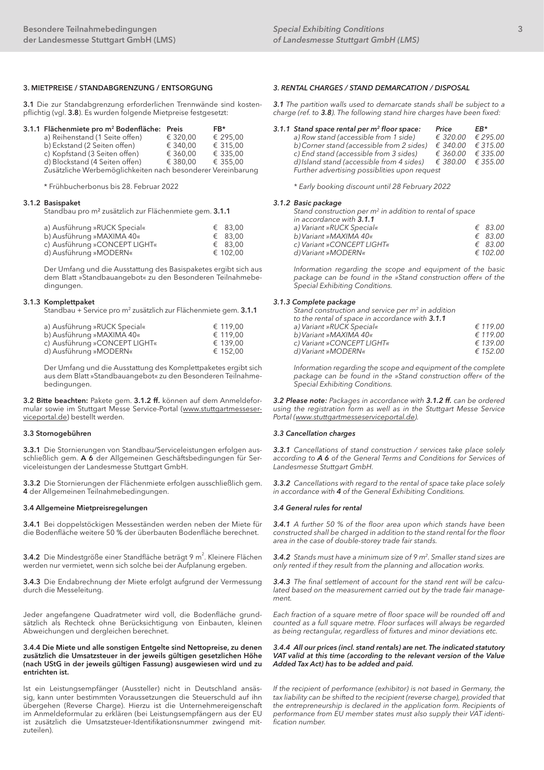## 3. MIETPREISE / STANDABGRENZUNG / ENTSORGUNG

**3.1** Die zur Standabgrenzung erforderlichen Trennwände sind kostenpflichtig (vgl. **3.8**). Es wurden folgende Mietpreise festgesetzt:

**3.1.1 Flächenmiete pro m² Bodenfläche:**

| | Preis | FB* |
|---|---|---|
| a) Reihenstand (1 Seite offen) | € 320,00 | € 295,00 |
| b) Eckstand (2 Seiten offen) | € 340,00 | € 315,00 |
| c) Kopfstand (3 Seiten offen) | € 360,00 | € 335,00 |
| d) Blockstand (4 Seiten offen) | € 380,00 | € 355,00 |

Zusätzliche Werbemöglichkeiten nach besonderer Vereinbarung

\* Frühbucherbonus bis 28. Februar 2022

**3.1.2 Basispaket**

Standbau pro m² zusätzlich zur Flächenmiete gem. **3.1.1**

| | |
|---|---|
| a) Ausführung »RUCK Special« | € 83,00 |
| b) Ausführung »MAXIMA 40« | € 83,00 |
| c) Ausführung »CONCEPT LIGHT« | € 83,00 |
| d) Ausführung »MODERN« | € 102,00 |

Der Umfang und die Ausstattung des Basispaketes ergibt sich aus dem Blatt »Standbauangebot« zu den Besonderen Teilnahmebedingungen.

**3.1.3 Komplettpaket**

Standbau + Service pro m² zusätzlich zur Flächenmiete gem. **3.1.1**

| | |
|---|---|
| a) Ausführung »RUCK Special« | € 119,00 |
| b) Ausführung »MAXIMA 40« | € 119,00 |
| c) Ausführung »CONCEPT LIGHT« | € 139,00 |
| d) Ausführung »MODERN« | € 152,00 |

Der Umfang und die Ausstattung des Komplettpaketes ergibt sich aus dem Blatt »Standbauangebot« zu den Besonderen Teilnahmebedingungen.

**3.2 Bitte beachten:** Pakete gem. **3.1.2 ff.** können auf dem Anmeldeformular sowie im Stuttgart Messe Service-Portal (www.stuttgartmesseserviceportal.de) bestellt werden.

### 3.3 Stornogebühren

**3.3.1** Die Stornierungen von Standbau/Serviceleistungen erfolgen ausschließlich gem. **A 6** der Allgemeinen Geschäftsbedingungen für Serviceleistungen der Landesmesse Stuttgart GmbH.

**3.3.2** Die Stornierungen der Flächenmiete erfolgen ausschließlich gem. **4** der Allgemeinen Teilnahmebedingungen.

### 3.4 Allgemeine Mietpreisregelungen

**3.4.1** Bei doppelstöckigen Messeständen werden neben der Miete für die Bodenfläche weitere 50 % der überbauten Bodenfläche berechnet.

**3.4.2** Die Mindestgröße einer Standfläche beträgt 9 m². Kleinere Flächen werden nur vermietet, wenn sich solche bei der Aufplanung ergeben.

**3.4.3** Die Endabrechnung der Miete erfolgt aufgrund der Vermessung durch die Messeleitung.

Jeder angefangene Quadratmeter wird voll, die Bodenfläche grundsätzlich als Rechteck ohne Berücksichtigung von Einbauten, kleinen Abweichungen und dergleichen berechnet.

**3.4.4 Die Miete und alle sonstigen Entgelte sind Nettopreise, zu denen zusätzlich die Umsatzsteuer in der jeweils gültigen gesetzlichen Höhe (nach UStG in der jeweils gültigen Fassung) ausgewiesen wird und zu entrichten ist.**

Ist ein Leistungsempfänger (Aussteller) nicht in Deutschland ansässig, kann unter bestimmten Voraussetzungen die Steuerschuld auf ihn übergehen (Reverse Charge). Hierzu ist die Unternehmereigenschaft im Anmeldeformular zu erklären (bei Leistungsempfängern aus der EU ist zusätzlich die Umsatzsteuer-Identifikationsnummer zwingend mitzuteilen).

## *3. RENTAL CHARGES / STAND DEMARCATION / DISPOSAL*

***3.1*** *The partition walls used to demarcate stands shall be subject to a charge (ref. to **3.8**). The following stand hire charges have been fixed:*

***3.1.1 Stand space rental per m² floor space:***

| | *Price* | *EB\** |
|---|---|---|
| *a) Row stand (accessible from 1 side)* | *€ 320.00* | *€ 295.00* |
| *b) Corner stand (accessible from 2 sides)* | *€ 340.00* | *€ 315.00* |
| *c) End stand (accessible from 3 sides)* | *€ 360.00* | *€ 335.00* |
| *d) Island stand (accessible from 4 sides)* | *€ 380.00* | *€ 355.00* |

*Further advertising possiblities upon request*

*\* Early booking discount until 28 February 2022*

***3.1.2 Basic package***

*Stand construction per m² in addition to rental of space in accordance with **3.1.1***

| | |
|---|---|
| *a) Variant »RUCK Special«* | *€ 83.00* |
| *b) Variant »MAXIMA 40«* | *€ 83.00* |
| *c) Variant »CONCEPT LIGHT«* | *€ 83.00* |
| *d) Variant »MODERN«* | *€ 102.00* |

*Information regarding the scope and equipment of the basic package can be found in the »Stand construction offer« of the Special Exhibiting Conditions.*

***3.1.3 Complete package***

*Stand construction and service per m² in addition to the rental of space in accordance with **3.1.1***

| | |
|---|---|
| *a) Variant »RUCK Special«* | *€ 119.00* |
| *b) Variant »MAXIMA 40«* | *€ 119.00* |
| *c) Variant »CONCEPT LIGHT«* | *€ 139.00* |
| *d) Variant »MODERN«* | *€ 152.00* |

*Information regarding the scope and equipment of the complete package can be found in the »Stand construction offer« of the Special Exhibiting Conditions.*

***3.2 Please note:*** *Packages in accordance with **3.1.2 ff.** can be ordered using the registration form as well as in the Stuttgart Messe Service Portal (www.stuttgartmesseserviceportal.de).*

### *3.3 Cancellation charges*

***3.3.1*** *Cancellations of stand construction / services take place solely according to **A 6** of the General Terms and Conditions for Services of Landesmesse Stuttgart GmbH.*

***3.3.2*** *Cancellations with regard to the rental of space take place solely in accordance with **4** of the General Exhibiting Conditions.*

### *3.4 General rules for rental*

***3.4.1*** *A further 50 % of the floor area upon which stands have been constructed shall be charged in addition to the stand rental for the floor area in the case of double-storey trade fair stands.*

***3.4.2*** *Stands must have a minimum size of 9 m². Smaller stand sizes are only rented if they result from the planning and allocation works.*

***3.4.3*** *The final settlement of account for the stand rent will be calculated based on the measurement carried out by the trade fair management.*

*Each fraction of a square metre of floor space will be rounded off and counted as a full square metre. Floor surfaces will always be regarded as being rectangular, regardless of fixtures and minor deviations etc.*

***3.4.4 All our prices (incl. stand rentals) are net. The indicated statutory VAT valid at this time (according to the relevant version of the Value Added Tax Act) has to be added and paid.***

*If the recipient of performance (exhibitor) is not based in Germany, the tax liability can be shifted to the recipient (reverse charge), provided that the entrepreneurship is declared in the application form. Recipients of performance from EU member states must also supply their VAT identification number.*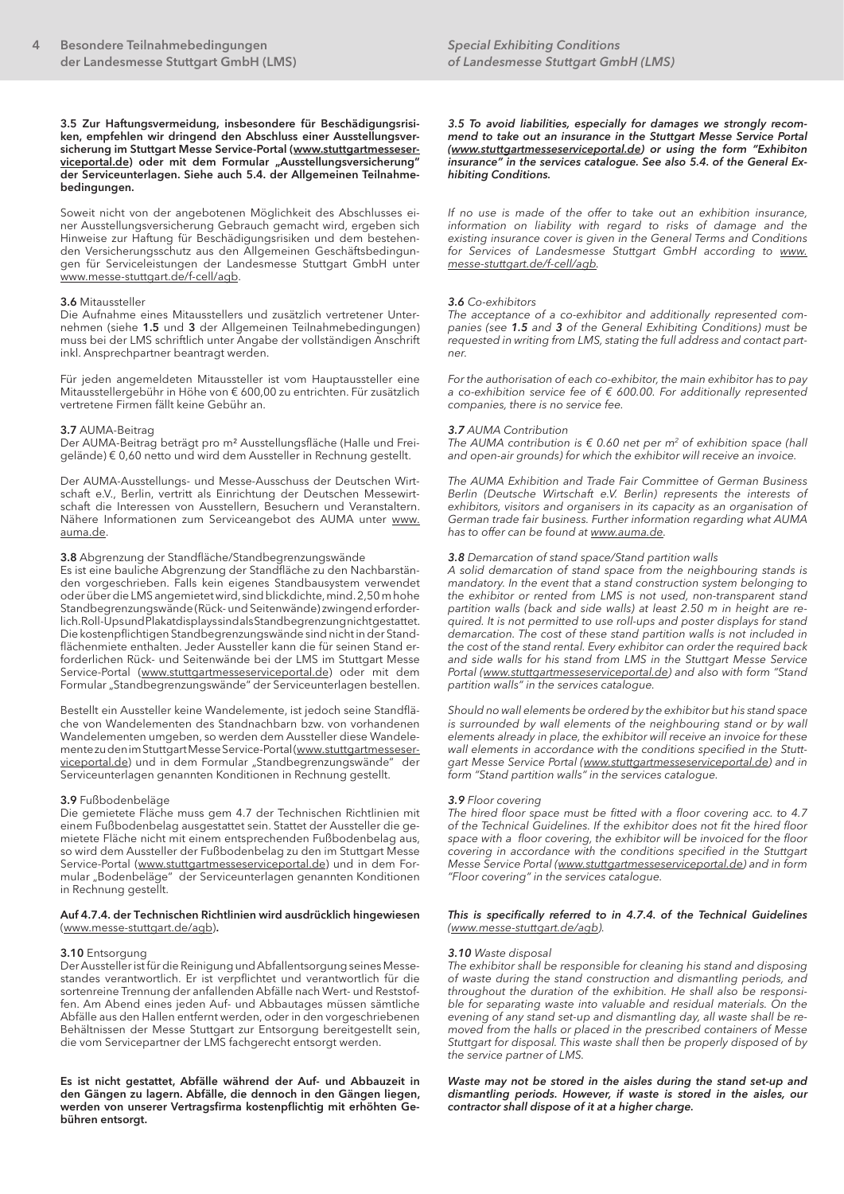**3.5 Zur Haftungsvermeidung, insbesondere für Beschädigungsrisiken, empfehlen wir dringend den Abschluss einer Ausstellungsversicherung im Stuttgart Messe Service-Portal (www.stuttgartmesseserviceportal.de) oder mit dem Formular „Ausstellungsversicherung" der Serviceunterlagen. Siehe auch 5.4. der Allgemeinen Teilnahmebedingungen.**

Soweit nicht von der angebotenen Möglichkeit des Abschlusses einer Ausstellungsversicherung Gebrauch gemacht wird, ergeben sich Hinweise zur Haftung für Beschädigungsrisiken und dem bestehenden Versicherungsschutz aus den Allgemeinen Geschäftsbedingungen für Serviceleistungen der Landesmesse Stuttgart GmbH unter www.messe-stuttgart.de/f-cell/agb.

**3.6** Mitaussteller
Die Aufnahme eines Mitausstellers und zusätzlich vertretener Unternehmen (siehe **1.5** und **3** der Allgemeinen Teilnahmebedingungen) muss bei der LMS schriftlich unter Angabe der vollständigen Anschrift inkl. Ansprechpartner beantragt werden.

Für jeden angemeldeten Mitaussteller ist vom Hauptaussteller eine Mitausstellergebühr in Höhe von € 600,00 zu entrichten. Für zusätzlich vertretene Firmen fällt keine Gebühr an.

**3.7** AUMA-Beitrag
Der AUMA-Beitrag beträgt pro m² Ausstellungsfläche (Halle und Freigelände) € 0,60 netto und wird dem Aussteller in Rechnung gestellt.

Der AUMA-Ausstellungs- und Messe-Ausschuss der Deutschen Wirtschaft e.V., Berlin, vertritt als Einrichtung der Deutschen Messewirtschaft die Interessen von Ausstellern, Besuchern und Veranstaltern. Nähere Informationen zum Serviceangebot des AUMA unter www.auma.de.

**3.8** Abgrenzung der Standfläche/Standbegrenzungswände
Es ist eine bauliche Abgrenzung der Standfläche zu den Nachbarständen vorgeschrieben. Falls kein eigenes Standbausystem verwendet oder über die LMS angemietet wird, sind blickdichte, mind. 2,50 m hohe Standbegrenzungswände (Rück- und Seitenwände) zwingend erforderlich. Roll-Ups und Plakatdisplays sind als Standbegrenzung nicht gestattet. Die kostenpflichtigen Standbegrenzungswände sind nicht in der Standflächenmiete enthalten. Jeder Aussteller kann die für seinen Stand erforderlichen Rück- und Seitenwände bei der LMS im Stuttgart Messe Service-Portal (www.stuttgartmesseserviceportal.de) oder mit dem Formular „Standbegrenzungswände" der Serviceunterlagen bestellen.

Bestellt ein Aussteller keine Wandelemente, ist jedoch seine Standfläche von Wandelementen des Standnachbarn bzw. von vorhandenen Wandelementen umgeben, so werden dem Aussteller diese Wandelemente zu den im Stuttgart Messe Service-Portal (www.stuttgartmesseserviceportal.de) und in dem Formular „Standbegrenzungswände" der Serviceunterlagen genannten Konditionen in Rechnung gestellt.

**3.9** Fußbodenbeläge
Die gemietete Fläche muss gem 4.7 der Technischen Richtlinien mit einem Fußbodenbelag ausgestattet sein. Stattet der Aussteller die gemietete Fläche nicht mit einem entsprechenden Fußbodenbelag aus, so wird dem Aussteller der Fußbodenbelag zu den im Stuttgart Messe Service-Portal (www.stuttgartmesseserviceportal.de) und in dem Formular „Bodenbeläge" der Serviceunterlagen genannten Konditionen in Rechnung gestellt.

**Auf 4.7.4. der Technischen Richtlinien wird ausdrücklich hingewiesen** (www.messe-stuttgart.de/agb)**.**

**3.10** Entsorgung
Der Aussteller ist für die Reinigung und Abfallentsorgung seines Messestandes verantwortlich. Er ist verpflichtet und verantwortlich für die sortenreine Trennung der anfallenden Abfälle nach Wert- und Reststoffen. Am Abend eines jeden Auf- und Abbautages müssen sämtliche Abfälle aus den Hallen entfernt werden, oder in den vorgeschriebenen Behältnissen der Messe Stuttgart zur Entsorgung bereitgestellt sein, die vom Servicepartner der LMS fachgerecht entsorgt werden.

**Es ist nicht gestattet, Abfälle während der Auf- und Abbauzeit in den Gängen zu lagern. Abfälle, die dennoch in den Gängen liegen, werden von unserer Vertragsfirma kostenpflichtig mit erhöhten Gebühren entsorgt.**

***3.5 To avoid liabilities, especially for damages we strongly recommend to take out an insurance in the Stuttgart Messe Service Portal (www.stuttgartmesseserviceportal.de) or using the form "Exhibiton insurance" in the services catalogue. See also 5.4. of the General Exhibiting Conditions.***

*If no use is made of the offer to take out an exhibition insurance, information on liability with regard to risks of damage and the existing insurance cover is given in the General Terms and Conditions for Services of Landesmesse Stuttgart GmbH according to www.messe-stuttgart.de/f-cell/agb.*

***3.6** Co-exhibitors*
*The acceptance of a co-exhibitor and additionally represented companies (see **1.5** and **3** of the General Exhibiting Conditions) must be requested in writing from LMS, stating the full address and contact partner.*

*For the authorisation of each co-exhibitor, the main exhibitor has to pay a co-exhibition service fee of € 600.00. For additionally represented companies, there is no service fee.*

***3.7** AUMA Contribution*
*The AUMA contribution is € 0.60 net per m² of exhibition space (hall and open-air grounds) for which the exhibitor will receive an invoice.*

*The AUMA Exhibition and Trade Fair Committee of German Business Berlin (Deutsche Wirtschaft e.V. Berlin) represents the interests of exhibitors, visitors and organisers in its capacity as an organisation of German trade fair business. Further information regarding what AUMA has to offer can be found at www.auma.de.*

***3.8** Demarcation of stand space/Stand partition walls*
*A solid demarcation of stand space from the neighbouring stands is mandatory. In the event that a stand construction system belonging to the exhibitor or rented from LMS is not used, non-transparent stand partition walls (back and side walls) at least 2.50 m in height are required. It is not permitted to use roll-ups and poster displays for stand demarcation. The cost of these stand partition walls is not included in the cost of the stand rental. Every exhibitor can order the required back and side walls for his stand from LMS in the Stuttgart Messe Service Portal (www.stuttgartmesseserviceportal.de) and also with form "Stand partition walls" in the services catalogue.*

*Should no wall elements be ordered by the exhibitor but his stand space is surrounded by wall elements of the neighbouring stand or by wall elements already in place, the exhibitor will receive an invoice for these wall elements in accordance with the conditions specified in the Stuttgart Messe Service Portal (www.stuttgartmesseserviceportal.de) and in form "Stand partition walls" in the services catalogue.*

***3.9** Floor covering*
*The hired floor space must be fitted with a floor covering acc. to 4.7 of the Technical Guidelines. If the exhibitor does not fit the hired floor space with a floor covering, the exhibitor will be invoiced for the floor covering in accordance with the conditions specified in the Stuttgart Messe Service Portal (www.stuttgartmesseserviceportal.de) and in form "Floor covering" in the services catalogue.*

***This is specifically referred to in 4.7.4. of the Technical Guidelines** (www.messe-stuttgart.de/agb).*

***3.10** Waste disposal*
*The exhibitor shall be responsible for cleaning his stand and disposing of waste during the stand construction and dismantling periods, and throughout the duration of the exhibition. He shall also be responsible for separating waste into valuable and residual materials. On the evening of any stand set-up and dismantling day, all waste shall be removed from the halls or placed in the prescribed containers of Messe Stuttgart for disposal. This waste shall then be properly disposed of by the service partner of LMS.*

***Waste may not be stored in the aisles during the stand set-up and dismantling periods. However, if waste is stored in the aisles, our contractor shall dispose of it at a higher charge.***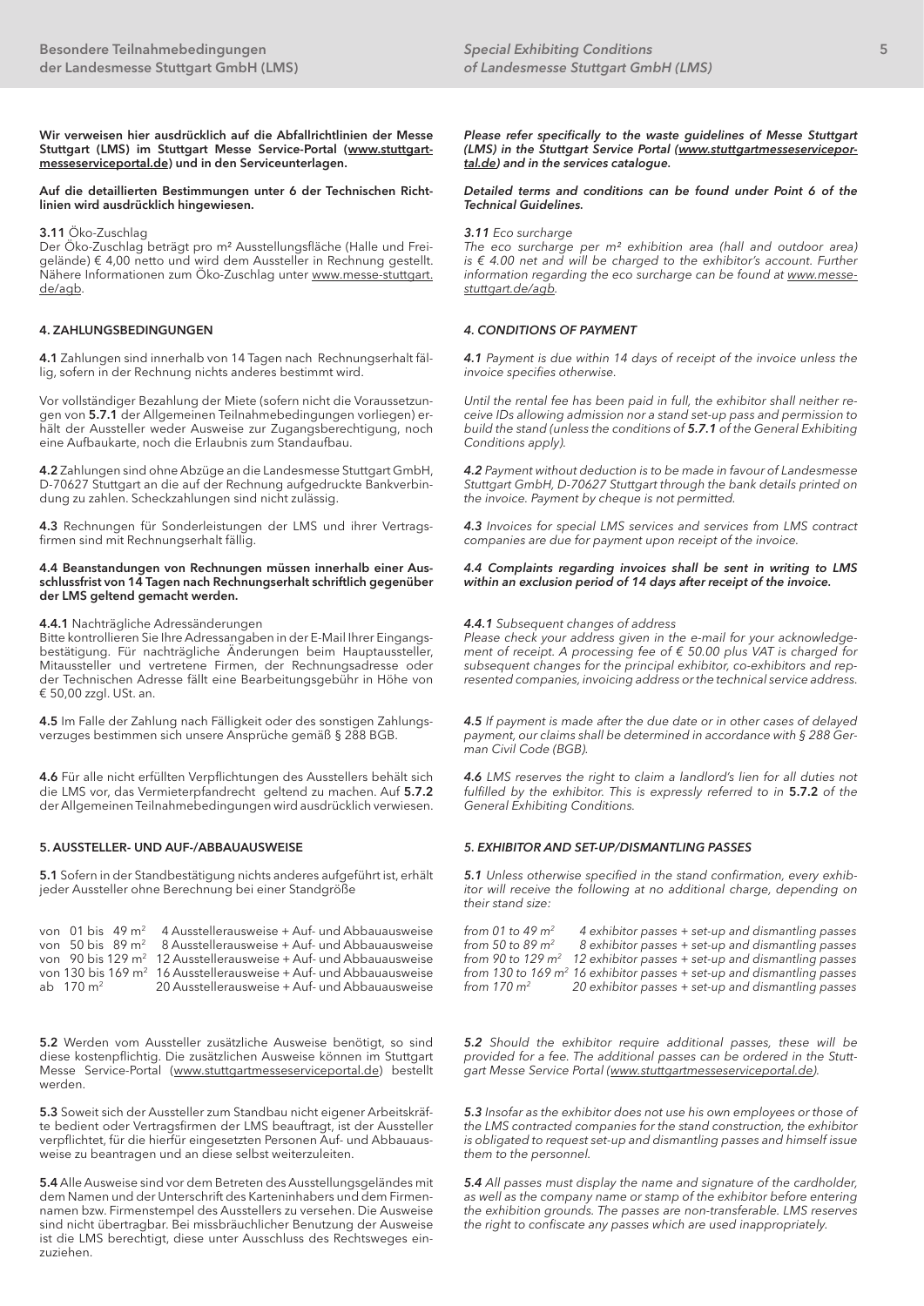**Wir verweisen hier ausdrücklich auf die Abfallrichtlinien der Messe Stuttgart (LMS) im Stuttgart Messe Service-Portal (www.stuttgartmesseserviceportal.de) und in den Serviceunterlagen.**

**Auf die detaillierten Bestimmungen unter 6 der Technischen Richtlinien wird ausdrücklich hingewiesen.**

**3.11** Öko-Zuschlag
Der Öko-Zuschlag beträgt pro m² Ausstellungsfläche (Halle und Freigelände) € 4,00 netto und wird dem Aussteller in Rechnung gestellt. Nähere Informationen zum Öko-Zuschlag unter www.messe-stuttgart.de/agb.

## 4. ZAHLUNGSBEDINGUNGEN

**4.1** Zahlungen sind innerhalb von 14 Tagen nach Rechnungserhalt fällig, sofern in der Rechnung nichts anderes bestimmt wird.

Vor vollständiger Bezahlung der Miete (sofern nicht die Voraussetzungen von **5.7.1** der Allgemeinen Teilnahmebedingungen vorliegen) erhält der Aussteller weder Ausweise zur Zugangsberechtigung, noch eine Aufbaukarte, noch die Erlaubnis zum Standaufbau.

**4.2** Zahlungen sind ohne Abzüge an die Landesmesse Stuttgart GmbH, D-70627 Stuttgart an die auf der Rechnung aufgedruckte Bankverbindung zu zahlen. Scheckzahlungen sind nicht zulässig.

**4.3** Rechnungen für Sonderleistungen der LMS und ihrer Vertragsfirmen sind mit Rechnungserhalt fällig.

**4.4 Beanstandungen von Rechnungen müssen innerhalb einer Ausschlussfrist von 14 Tagen nach Rechnungserhalt schriftlich gegenüber der LMS geltend gemacht werden.**

**4.4.1** Nachträgliche Adressänderungen
Bitte kontrollieren Sie Ihre Adressangaben in der E-Mail Ihrer Eingangsbestätigung. Für nachträgliche Änderungen beim Hauptaussteller, Mitaussteller und vertretene Firmen, der Rechnungsadresse oder der Technischen Adresse fällt eine Bearbeitungsgebühr in Höhe von € 50,00 zzgl. USt. an.

**4.5** Im Falle der Zahlung nach Fälligkeit oder des sonstigen Zahlungsverzuges bestimmen sich unsere Ansprüche gemäß § 288 BGB.

**4.6** Für alle nicht erfüllten Verpflichtungen des Ausstellers behält sich die LMS vor, das Vermieterpfandrecht geltend zu machen. Auf **5.7.2** der Allgemeinen Teilnahmebedingungen wird ausdrücklich verwiesen.

## 5. AUSSTELLER- UND AUF-/ABBAUAUSWEISE

**5.1** Sofern in der Standbestätigung nichts anderes aufgeführt ist, erhält jeder Aussteller ohne Berechnung bei einer Standgröße

| | |
|---|---|
| von 01 bis 49 m² | 4 Ausstellerausweise + Auf- und Abbauausweise |
| von 50 bis 89 m² | 8 Ausstellerausweise + Auf- und Abbauausweise |
| von 90 bis 129 m² | 12 Ausstellerausweise + Auf- und Abbauausweise |
| von 130 bis 169 m² | 16 Ausstellerausweise + Auf- und Abbauausweise |
| ab 170 m² | 20 Ausstellerausweise + Auf- und Abbauausweise |

**5.2** Werden vom Aussteller zusätzliche Ausweise benötigt, so sind diese kostenpflichtig. Die zusätzlichen Ausweise können im Stuttgart Messe Service-Portal (www.stuttgartmesseserviceportal.de) bestellt werden.

**5.3** Soweit sich der Aussteller zum Standbau nicht eigener Arbeitskräfte bedient oder Vertragsfirmen der LMS beauftragt, ist der Aussteller verpflichtet, für die hierfür eingesetzten Personen Auf- und Abbauausweise zu beantragen und an diese selbst weiterzuleiten.

**5.4** Alle Ausweise sind vor dem Betreten des Ausstellungsgeländes mit dem Namen und der Unterschrift des Karteninhabers und dem Firmennamen bzw. Firmenstempel des Ausstellers zu versehen. Die Ausweise sind nicht übertragbar. Bei missbräuchlicher Benutzung der Ausweise ist die LMS berechtigt, diese unter Ausschluss des Rechtsweges einzuziehen.

***Please refer specifically to the waste guidelines of Messe Stuttgart (LMS) in the Stuttgart Service Portal (www.stuttgartmesseserviceportal.de) and in the services catalogue.***

***Detailed terms and conditions can be found under Point 6 of the Technical Guidelines.***

***3.11** Eco surcharge*
*The eco surcharge per m² exhibition area (hall and outdoor area) is € 4.00 net and will be charged to the exhibitor's account. Further information regarding the eco surcharge can be found at www.messe-stuttgart.de/agb.*

## *4. CONDITIONS OF PAYMENT*

***4.1** Payment is due within 14 days of receipt of the invoice unless the invoice specifies otherwise.*

*Until the rental fee has been paid in full, the exhibitor shall neither receive IDs allowing admission nor a stand set-up pass and permission to build the stand (unless the conditions of **5.7.1** of the General Exhibiting Conditions apply).*

***4.2** Payment without deduction is to be made in favour of Landesmesse Stuttgart GmbH, D-70627 Stuttgart through the bank details printed on the invoice. Payment by cheque is not permitted.*

***4.3** Invoices for special LMS services and services from LMS contract companies are due for payment upon receipt of the invoice.*

***4.4 Complaints regarding invoices shall be sent in writing to LMS within an exclusion period of 14 days after receipt of the invoice.***

***4.4.1** Subsequent changes of address*
*Please check your address given in the e-mail for your acknowledgement of receipt. A processing fee of € 50.00 plus VAT is charged for subsequent changes for the principal exhibitor, co-exhibitors and represented companies, invoicing address or the technical service address.*

***4.5** If payment is made after the due date or in other cases of delayed payment, our claims shall be determined in accordance with § 288 German Civil Code (BGB).*

***4.6** LMS reserves the right to claim a landlord's lien for all duties not fulfilled by the exhibitor. This is expressly referred to in **5.7.2** of the General Exhibiting Conditions.*

## *5. EXHIBITOR AND SET-UP/DISMANTLING PASSES*

***5.1** Unless otherwise specified in the stand confirmation, every exhibitor will receive the following at no additional charge, depending on their stand size:*

| | |
|---|---|
| *from 01 to 49 m²* | *4 exhibitor passes + set-up and dismantling passes* |
| *from 50 to 89 m²* | *8 exhibitor passes + set-up and dismantling passes* |
| *from 90 to 129 m²* | *12 exhibitor passes + set-up and dismantling passes* |
| *from 130 to 169 m²* | *16 exhibitor passes + set-up and dismantling passes* |
| *from 170 m²* | *20 exhibitor passes + set-up and dismantling passes* |

***5.2** Should the exhibitor require additional passes, these will be provided for a fee. The additional passes can be ordered in the Stuttgart Messe Service Portal (www.stuttgartmesseserviceportal.de).*

***5.3** Insofar as the exhibitor does not use his own employees or those of the LMS contracted companies for the stand construction, the exhibitor is obligated to request set-up and dismantling passes and himself issue them to the personnel.*

***5.4** All passes must display the name and signature of the cardholder, as well as the company name or stamp of the exhibitor before entering the exhibition grounds. The passes are non-transferable. LMS reserves the right to confiscate any passes which are used inappropriately.*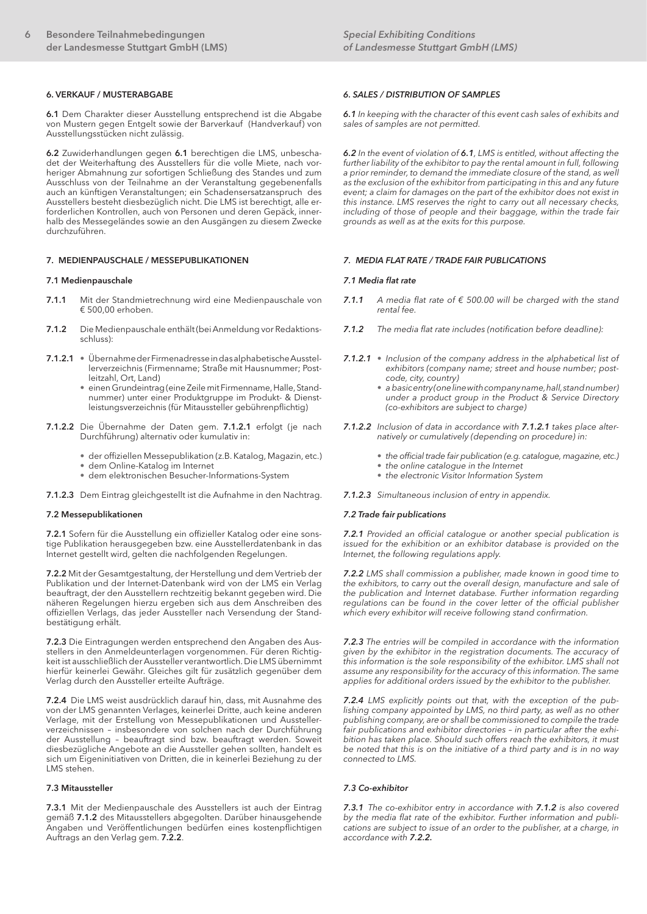## 6. VERKAUF / MUSTERABGABE

**6.1** Dem Charakter dieser Ausstellung entsprechend ist die Abgabe von Mustern gegen Entgelt sowie der Barverkauf (Handverkauf) von Ausstellungsstücken nicht zulässig.

**6.2** Zuwiderhandlungen gegen **6.1** berechtigen die LMS, unbeschadet der Weiterhaftung des Ausstellers für die volle Miete, nach vorheriger Abmahnung zur sofortigen Schließung des Standes und zum Ausschluss von der Teilnahme an der Veranstaltung gegebenenfalls auch an künftigen Veranstaltungen; ein Schadensersatzanspruch des Ausstellers besteht diesbezüglich nicht. Die LMS ist berechtigt, alle erforderlichen Kontrollen, auch von Personen und deren Gepäck, innerhalb des Messegeländes sowie an den Ausgängen zu diesem Zwecke durchzuführen.

## 7. MEDIENPAUSCHALE / MESSEPUBLIKATIONEN

### 7.1 Medienpauschale

**7.1.1** Mit der Standmietrechnung wird eine Medienpauschale von € 500,00 erhoben.

**7.1.2** Die Medienpauschale enthält (bei Anmeldung vor Redaktionsschluss):

**7.1.2.1**
- Übernahme der Firmenadresse in das alphabetische Ausstellerverzeichnis (Firmenname; Straße mit Hausnummer; Postleitzahl, Ort, Land)
- einen Grundeintrag (eine Zeile mit Firmenname, Halle, Standnummer) unter einer Produktgruppe im Produkt- & Dienstleistungsverzeichnis (für Mitaussteller gebührenpflichtig)

**7.1.2.2** Die Übernahme der Daten gem. **7.1.2.1** erfolgt (je nach Durchführung) alternativ oder kumulativ in:

- der offiziellen Messepublikation (z.B. Katalog, Magazin, etc.)
- dem Online-Katalog im Internet
- dem elektronischen Besucher-Informations-System

**7.1.2.3** Dem Eintrag gleichgestellt ist die Aufnahme in den Nachtrag.

### 7.2 Messepublikationen

**7.2.1** Sofern für die Ausstellung ein offizieller Katalog oder eine sonstige Publikation herausgegeben bzw. eine Ausstellerdatenbank in das Internet gestellt wird, gelten die nachfolgenden Regelungen.

**7.2.2** Mit der Gesamtgestaltung, der Herstellung und dem Vertrieb der Publikation und der Internet-Datenbank wird von der LMS ein Verlag beauftragt, der den Ausstellern rechtzeitig bekannt gegeben wird. Die näheren Regelungen hierzu ergeben sich aus dem Anschreiben des offiziellen Verlags, das jeder Aussteller nach Versendung der Standbestätigung erhält.

**7.2.3** Die Eintragungen werden entsprechend den Angaben des Ausstellers in den Anmeldeunterlagen vorgenommen. Für deren Richtigkeit ist ausschließlich der Aussteller verantwortlich. Die LMS übernimmt hierfür keinerlei Gewähr. Gleiches gilt für zusätzlich gegenüber dem Verlag durch den Aussteller erteilte Aufträge.

**7.2.4** Die LMS weist ausdrücklich darauf hin, dass, mit Ausnahme des von der LMS genannten Verlages, keinerlei Dritte, auch keine anderen Verlage, mit der Erstellung von Messepublikationen und Ausstellerverzeichnissen – insbesondere von solchen nach der Durchführung der Ausstellung – beauftragt sind bzw. beauftragt werden. Soweit diesbezügliche Angebote an die Aussteller gehen sollten, handelt es sich um Eigeninitiativen von Dritten, die in keinerlei Beziehung zu der LMS stehen.

### 7.3 Mitaussteller

**7.3.1** Mit der Medienpauschale des Ausstellers ist auch der Eintrag gemäß **7.1.2** des Mitausstellers abgegolten. Darüber hinausgehende Angaben und Veröffentlichungen bedürfen eines kostenpflichtigen Auftrags an den Verlag gem. **7.2.2**.

## *6. SALES / DISTRIBUTION OF SAMPLES*

***6.1*** *In keeping with the character of this event cash sales of exhibits and sales of samples are not permitted.*

***6.2*** *In the event of violation of **6.1**, LMS is entitled, without affecting the further liability of the exhibitor to pay the rental amount in full, following a prior reminder, to demand the immediate closure of the stand, as well as the exclusion of the exhibitor from participating in this and any future event; a claim for damages on the part of the exhibitor does not exist in this instance. LMS reserves the right to carry out all necessary checks, including of those of people and their baggage, within the trade fair grounds as well as at the exits for this purpose.*

## *7. MEDIA FLAT RATE / TRADE FAIR PUBLICATIONS*

### *7.1 Media flat rate*

***7.1.1*** *A media flat rate of € 500.00 will be charged with the stand rental fee.*

***7.1.2*** *The media flat rate includes (notification before deadline):*

***7.1.2.1***
- *Inclusion of the company address in the alphabetical list of exhibitors (company name; street and house number; postcode, city, country)*
- *a basic entry (one line with company name, hall, stand number) under a product group in the Product & Service Directory (co-exhibitors are subject to charge)*

***7.1.2.2*** *Inclusion of data in accordance with **7.1.2.1** takes place alternatively or cumulatively (depending on procedure) in:*

- *the official trade fair publication (e.g. catalogue, magazine, etc.)*
- *the online catalogue in the Internet*
- *the electronic Visitor Information System*

***7.1.2.3*** *Simultaneous inclusion of entry in appendix.*

### *7.2 Trade fair publications*

***7.2.1*** *Provided an official catalogue or another special publication is issued for the exhibition or an exhibitor database is provided on the Internet, the following regulations apply.*

***7.2.2*** *LMS shall commission a publisher, made known in good time to the exhibitors, to carry out the overall design, manufacture and sale of the publication and Internet database. Further information regarding regulations can be found in the cover letter of the official publisher which every exhibitor will receive following stand confirmation.*

***7.2.3*** *The entries will be compiled in accordance with the information given by the exhibitor in the registration documents. The accuracy of this information is the sole responsibility of the exhibitor. LMS shall not assume any responsibility for the accuracy of this information. The same applies for additional orders issued by the exhibitor to the publisher.*

***7.2.4*** *LMS explicitly points out that, with the exception of the publishing company appointed by LMS, no third party, as well as no other publishing company, are or shall be commissioned to compile the trade fair publications and exhibitor directories – in particular after the exhibition has taken place. Should such offers reach the exhibitors, it must be noted that this is on the initiative of a third party and is in no way connected to LMS.*

### *7.3 Co-exhibitor*

***7.3.1*** *The co-exhibitor entry in accordance with **7.1.2** is also covered by the media flat rate of the exhibitor. Further information and publications are subject to issue of an order to the publisher, at a charge, in accordance with **7.2.2.***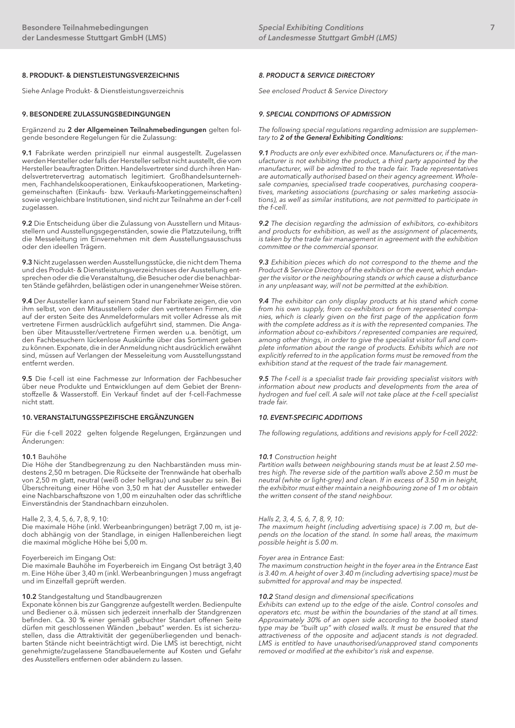## 8. PRODUKT- & DIENSTLEISTUNGSVERZEICHNIS

Siehe Anlage Produkt- & Dienstleistungsverzeichnis

## 9. BESONDERE ZULASSUNGSBEDINGUNGEN

Ergänzend zu **2 der Allgemeinen Teilnahmebedingungen** gelten folgende besondere Regelungen für die Zulassung:

**9.1** Fabrikate werden prinzipiell nur einmal ausgestellt. Zugelassen werden Hersteller oder falls der Hersteller selbst nicht ausstellt, die vom Hersteller beauftragten Dritten. Handelsvertreter sind durch ihren Handelsvertretervertrag automatisch legitimiert. Großhandelsunternehmen, Fachhandelskooperationen, Einkaufskooperationen, Marketinggemeinschaften (Einkaufs- bzw. Verkaufs-Marketinggemeinschaften) sowie vergleichbare Institutionen, sind nicht zur Teilnahme an der f-cell zugelassen.

**9.2** Die Entscheidung über die Zulassung von Ausstellern und Mitausstellern und Ausstellungsgegenständen, sowie die Platzzuteilung, trifft die Messeleitung im Einvernehmen mit dem Ausstellungsausschuss oder den ideellen Trägern.

**9.3** Nicht zugelassen werden Ausstellungsstücke, die nicht dem Thema und des Produkt- & Dienstleistungsverzeichnisses der Ausstellung entsprechen oder die die Veranstaltung, die Besucher oder die benachbarten Stände gefährden, belästigen oder in unangenehmer Weise stören.

**9.4** Der Aussteller kann auf seinem Stand nur Fabrikate zeigen, die von ihm selbst, von den Mitausstellern oder den vertretenen Firmen, die auf der ersten Seite des Anmeldeformulars mit voller Adresse als mit vertretene Firmen ausdrücklich aufgeführt sind, stammen. Die Angaben über Mitaussteller/vertretene Firmen werden u.a. benötigt, um den Fachbesuchern lückenlose Auskünfte über das Sortiment geben zu können. Exponate, die in der Anmeldung nicht ausdrücklich erwähnt sind, müssen auf Verlangen der Messeleitung vom Ausstellungsstand entfernt werden.

**9.5** Die f-cell ist eine Fachmesse zur Information der Fachbesucher über neue Produkte und Entwicklungen auf dem Gebiet der Brennstoffzelle & Wasserstoff. Ein Verkauf findet auf der f-cell-Fachmesse nicht statt.

## 10. VERANSTALTUNGSSPEZIFISCHE ERGÄNZUNGEN

Für die f-cell 2022 gelten folgende Regelungen, Ergänzungen und Änderungen:

**10.1** Bauhöhe
Die Höhe der Standbegrenzung zu den Nachbarständen muss mindestens 2,50 m betragen. Die Rückseite der Trennwände hat oberhalb von 2,50 m glatt, neutral (weiß oder hellgrau) und sauber zu sein. Bei Überschreitung einer Höhe von 3,50 m hat der Aussteller entweder eine Nachbarschaftszone von 1,00 m einzuhalten oder das schriftliche Einverständnis der Standnachbarn einzuholen.

Halle 2, 3, 4, 5, 6, 7, 8, 9, 10:
Die maximale Höhe (inkl. Werbeanbringungen) beträgt 7,00 m, ist jedoch abhängig von der Standlage, in einigen Hallenbereichen liegt die maximal mögliche Höhe bei 5,00 m.

Foyerbereich im Eingang Ost:
Die maximale Bauhöhe im Foyerbereich im Eingang Ost beträgt 3,40 m. Eine Höhe über 3,40 m (inkl. Werbeanbringungen ) muss angefragt und im Einzelfall geprüft werden.

**10.2** Standgestaltung und Standbaugrenzen
Exponate können bis zur Ganggrenze aufgestellt werden. Bedienpulte und Bediener o.ä. müssen sich jederzeit innerhalb der Standgrenzen befinden. Ca. 30 % einer gemäß gebuchter Standart offenen Seite dürfen mit geschlossenen Wänden „bebaut" werden. Es ist sicherzustellen, dass die Attraktivität der gegenüberliegenden und benachbarten Stände nicht beeinträchtigt wird. Die LMS ist berechtigt, nicht genehmigte/zugelassene Standbauelemente auf Kosten und Gefahr des Ausstellers entfernen oder abändern zu lassen.

## *8. PRODUCT & SERVICE DIRECTORY*

*See enclosed Product & Service Directory*

## *9. SPECIAL CONDITIONS OF ADMISSION*

*The following special regulations regarding admission are supplementary to **2 of the General Exhibiting Conditions:***

***9.1** Products are only ever exhibited once. Manufacturers or, if the manufacturer is not exhibiting the product, a third party appointed by the manufacturer, will be admitted to the trade fair. Trade representatives are automatically authorised based on their agency agreement. Wholesale companies, specialised trade cooperatives, purchasing cooperatives, marketing associations (purchasing or sales marketing associations), as well as similar institutions, are not permitted to participate in the f-cell.*

***9.2** The decision regarding the admission of exhibitors, co-exhibitors and products for exhibition, as well as the assignment of placements, is taken by the trade fair management in agreement with the exhibition committee or the commercial sponsor.*

***9.3** Exhibition pieces which do not correspond to the theme and the Product & Service Directory of the exhibition or the event, which endanger the visitor or the neighbouring stands or which cause a disturbance in any unpleasant way, will not be permitted at the exhibition.*

***9.4** The exhibitor can only display products at his stand which come from his own supply, from co-exhibitors or from represented companies, which is clearly given on the first page of the application form with the complete address as it is with the represented companies. The information about co-exhibitors / represented companies are required, among other things, in order to give the specialist visitor full and complete information about the range of products. Exhibits which are not explicitly referred to in the application forms must be removed from the exhibition stand at the request of the trade fair management.*

***9.5** The f-cell is a specialist trade fair providing specialist visitors with information about new products and developments from the area of hydrogen and fuel cell. A sale will not take place at the f-cell specialist trade fair.*

## *10. EVENT-SPECIFIC ADDITIONS*

*The following regulations, additions and revisions apply for f-cell 2022:*

***10.1** Construction height*
*Partition walls between neighbouring stands must be at least 2.50 metres high. The reverse side of the partition walls above 2.50 m must be neutral (white or light-grey) and clean. If in excess of 3.50 m in height, the exhibitor must either maintain a neighbouring zone of 1 m or obtain the written consent of the stand neighbour.*

*Halls 2, 3, 4, 5, 6, 7, 8, 9, 10:*
*The maximum height (including advertising space) is 7.00 m, but depends on the location of the stand. In some hall areas, the maximum possible height is 5.00 m.*

*Foyer area in Entrance East:*
*The maximum construction height in the foyer area in the Entrance East is 3.40 m. A height of over 3.40 m (including advertising space) must be submitted for approval and may be inspected.*

***10.2** Stand design and dimensional specifications*
*Exhibits can extend up to the edge of the aisle. Control consoles and operators etc. must be within the boundaries of the stand at all times. Approximately 30% of an open side according to the booked stand type may be "built up" with closed walls. It must be ensured that the attractiveness of the opposite and adjacent stands is not degraded. LMS is entitled to have unauthorised/unapproved stand components removed or modified at the exhibitor's risk and expense.*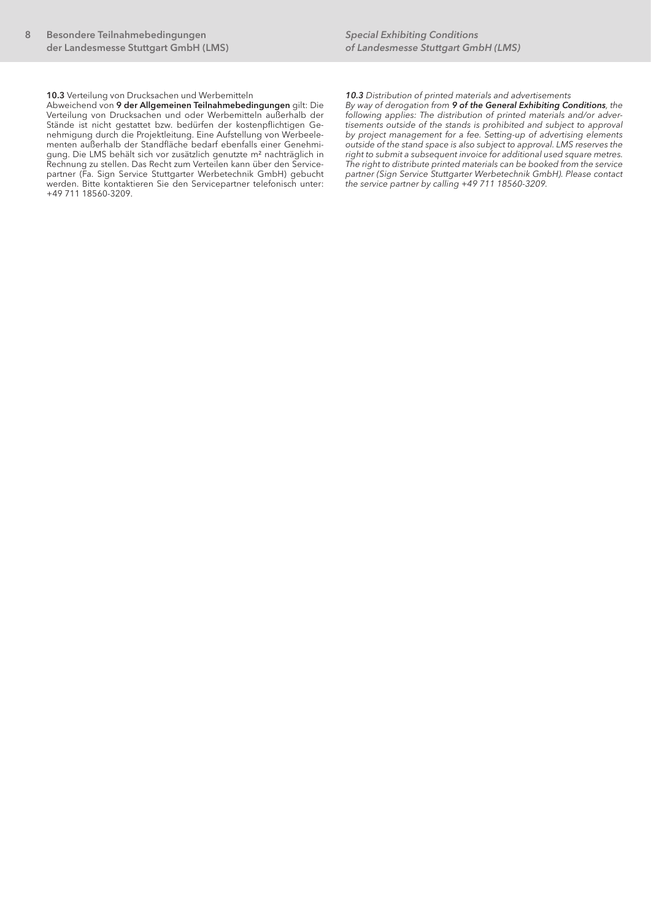**10.3** Verteilung von Drucksachen und Werbemitteln
Abweichend von **9 der Allgemeinen Teilnahmebedingungen** gilt: Die Verteilung von Drucksachen und oder Werbemitteln außerhalb der Stände ist nicht gestattet bzw. bedürfen der kostenpflichtigen Genehmigung durch die Projektleitung. Eine Aufstellung von Werbeelementen außerhalb der Standfläche bedarf ebenfalls einer Genehmigung. Die LMS behält sich vor zusätzlich genutzte m² nachträglich in Rechnung zu stellen. Das Recht zum Verteilen kann über den Servicepartner (Fa. Sign Service Stuttgarter Werbetechnik GmbH) gebucht werden. Bitte kontaktieren Sie den Servicepartner telefonisch unter: +49 711 18560-3209.

***10.3** Distribution of printed materials and advertisements*
*By way of derogation from **9 of the General Exhibiting Conditions**, the following applies: The distribution of printed materials and/or advertisements outside of the stands is prohibited and subject to approval by project management for a fee. Setting-up of advertising elements outside of the stand space is also subject to approval. LMS reserves the right to submit a subsequent invoice for additional used square metres. The right to distribute printed materials can be booked from the service partner (Sign Service Stuttgarter Werbetechnik GmbH). Please contact the service partner by calling +49 711 18560-3209.*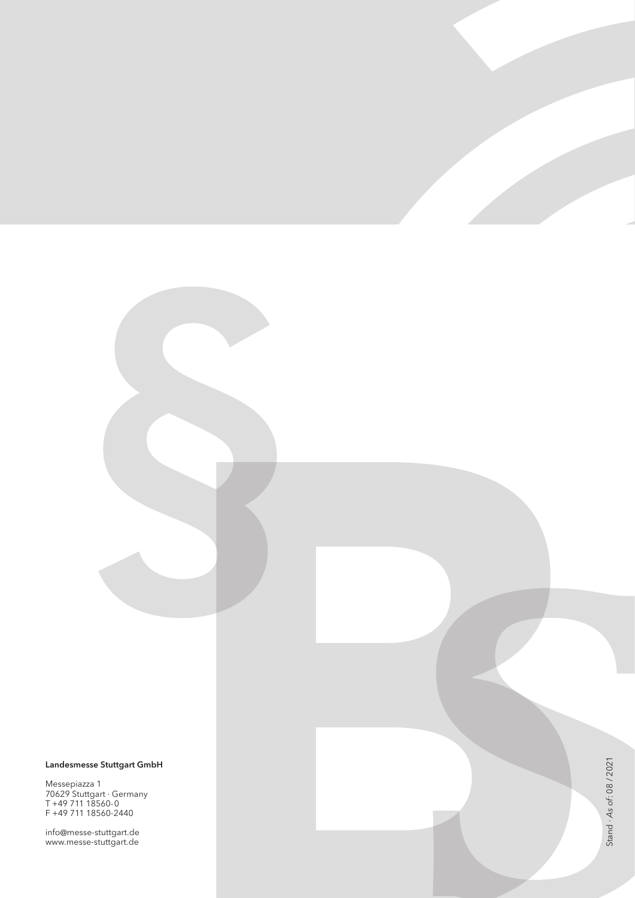**Landesmesse Stuttgart GmbH**

Messepiazza 1
70629 Stuttgart · Germany
T +49 711 18560-0
F +49 711 18560-2440

info@messe-stuttgart.de
www.messe-stuttgart.de

Stand · As of: 08 / 2021